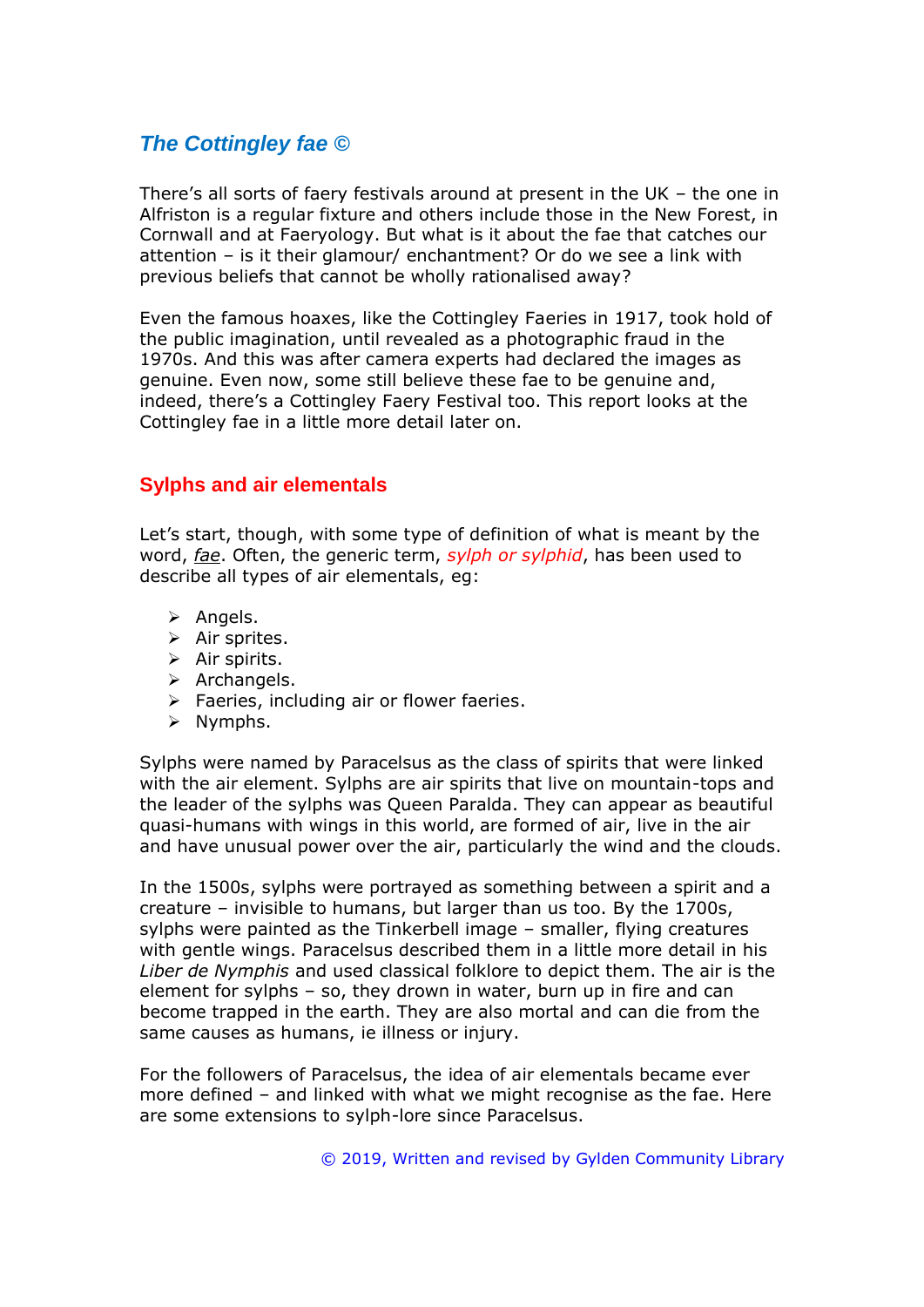## *The Cottingley fae ©*

There's all sorts of faery festivals around at present in the UK – the one in Alfriston is a regular fixture and others include those in the New Forest, in Cornwall and at Faeryology. But what is it about the fae that catches our attention – is it their glamour/ enchantment? Or do we see a link with previous beliefs that cannot be wholly rationalised away?

Even the famous hoaxes, like the Cottingley Faeries in 1917, took hold of the public imagination, until revealed as a photographic fraud in the 1970s. And this was after camera experts had declared the images as genuine. Even now, some still believe these fae to be genuine and, indeed, there's a Cottingley Faery Festival too. This report looks at the Cottingley fae in a little more detail later on.

## Sylphs and air elementals

Let's start, though, with some type of definition of what is meant by the word, *fae*. Often, the generic term, *sylph or sylphid*, has been used to describe all types of air elementals, eg:

- Angels.
- Air sprites.
- Air spirits.
- Archangels.
- Faeries, including air or flower faeries.
- Nymphs.

Sylphs were named by Paracelsus as the class of spirits that were linked with the air element. Sylphs are air spirits that live on mountain-tops and the leader of the sylphs was Queen Paralda. They can appear as beautiful quasi-humans with wings in this world, are formed of air, live in the air and have unusual power over the air, particularly the wind and the clouds.

In the 1500s, sylphs were portrayed as something between a spirit and a creature – invisible to humans, but larger than us too. By the 1700s, sylphs were painted as the Tinkerbell image – smaller, flying creatures with gentle wings. Paracelsus described them in a little more detail in his *Liber de Nymphis* and used classical folklore to depict them. The air is the element for sylphs – so, they drown in water, burn up in fire and can become trapped in the earth. They are also mortal and can die from the same causes as humans, ie illness or injury.

For the followers of Paracelsus, the idea of air elementals became ever more defined – and linked with what we might recognise as the fae. Here are some extensions to sylph-lore since Paracelsus.

© 2019, Written and revised by Gylden Community Library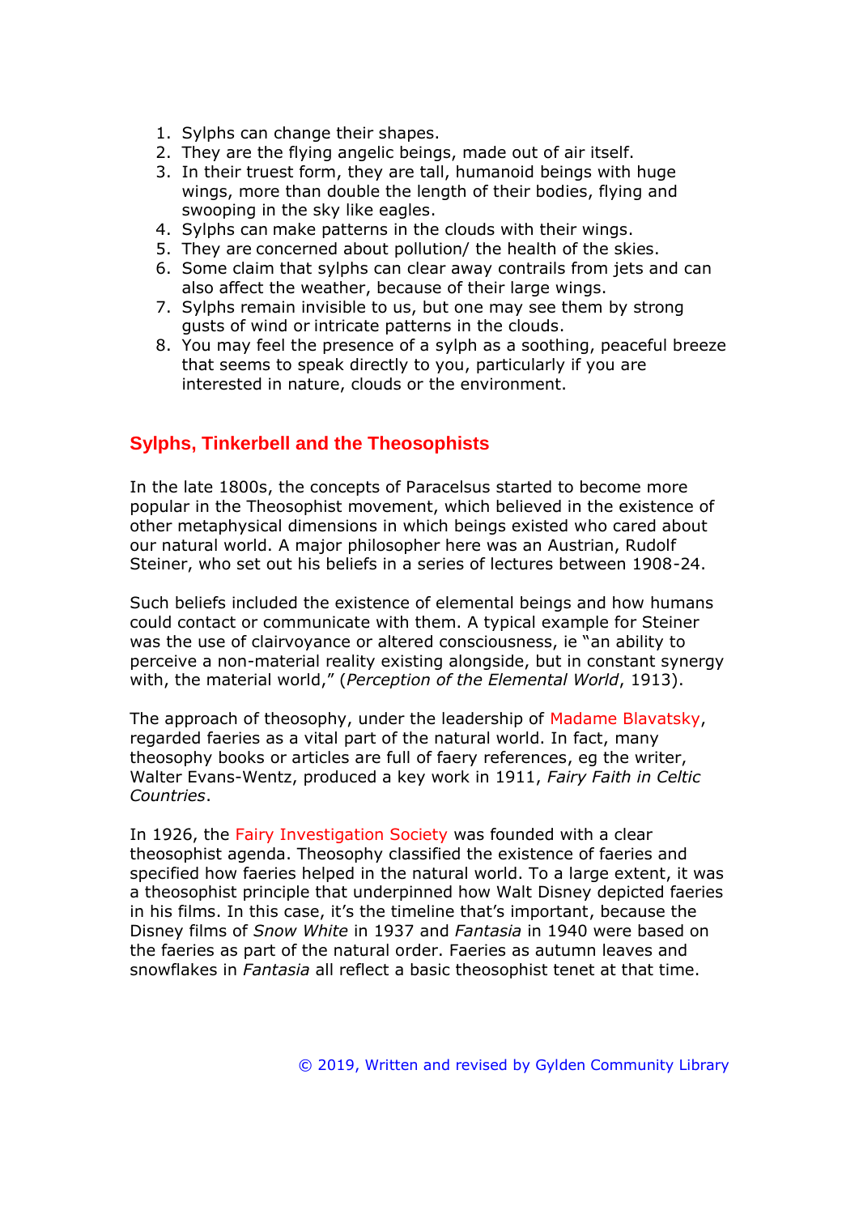1. Sylphs can change their shapes.
2. They are the flying angelic beings, made out of air itself.
3. In their truest form, they are tall, humanoid beings with huge wings, more than double the length of their bodies, flying and swooping in the sky like eagles.
4. Sylphs can make patterns in the clouds with their wings.
5. They are concerned about pollution/ the health of the skies.
6. Some claim that sylphs can clear away contrails from jets and can also affect the weather, because of their large wings.
7. Sylphs remain invisible to us, but one may see them by strong gusts of wind or intricate patterns in the clouds.
8. You may feel the presence of a sylph as a soothing, peaceful breeze that seems to speak directly to you, particularly if you are interested in nature, clouds or the environment.

## Sylphs, Tinkerbell and the Theosophists

In the late 1800s, the concepts of Paracelsus started to become more popular in the Theosophist movement, which believed in the existence of other metaphysical dimensions in which beings existed who cared about our natural world. A major philosopher here was an Austrian, Rudolf Steiner, who set out his beliefs in a series of lectures between 1908-24.

Such beliefs included the existence of elemental beings and how humans could contact or communicate with them. A typical example for Steiner was the use of clairvoyance or altered consciousness, ie "an ability to perceive a non-material reality existing alongside, but in constant synergy with, the material world," (*Perception of the Elemental World*, 1913).

The approach of theosophy, under the leadership of Madame Blavatsky, regarded faeries as a vital part of the natural world. In fact, many theosophy books or articles are full of faery references, eg the writer, Walter Evans-Wentz, produced a key work in 1911, *Fairy Faith in Celtic Countries*.

In 1926, the Fairy Investigation Society was founded with a clear theosophist agenda. Theosophy classified the existence of faeries and specified how faeries helped in the natural world. To a large extent, it was a theosophist principle that underpinned how Walt Disney depicted faeries in his films. In this case, it's the timeline that's important, because the Disney films of *Snow White* in 1937 and *Fantasia* in 1940 were based on the faeries as part of the natural order. Faeries as autumn leaves and snowflakes in *Fantasia* all reflect a basic theosophist tenet at that time.

© 2019, Written and revised by Gylden Community Library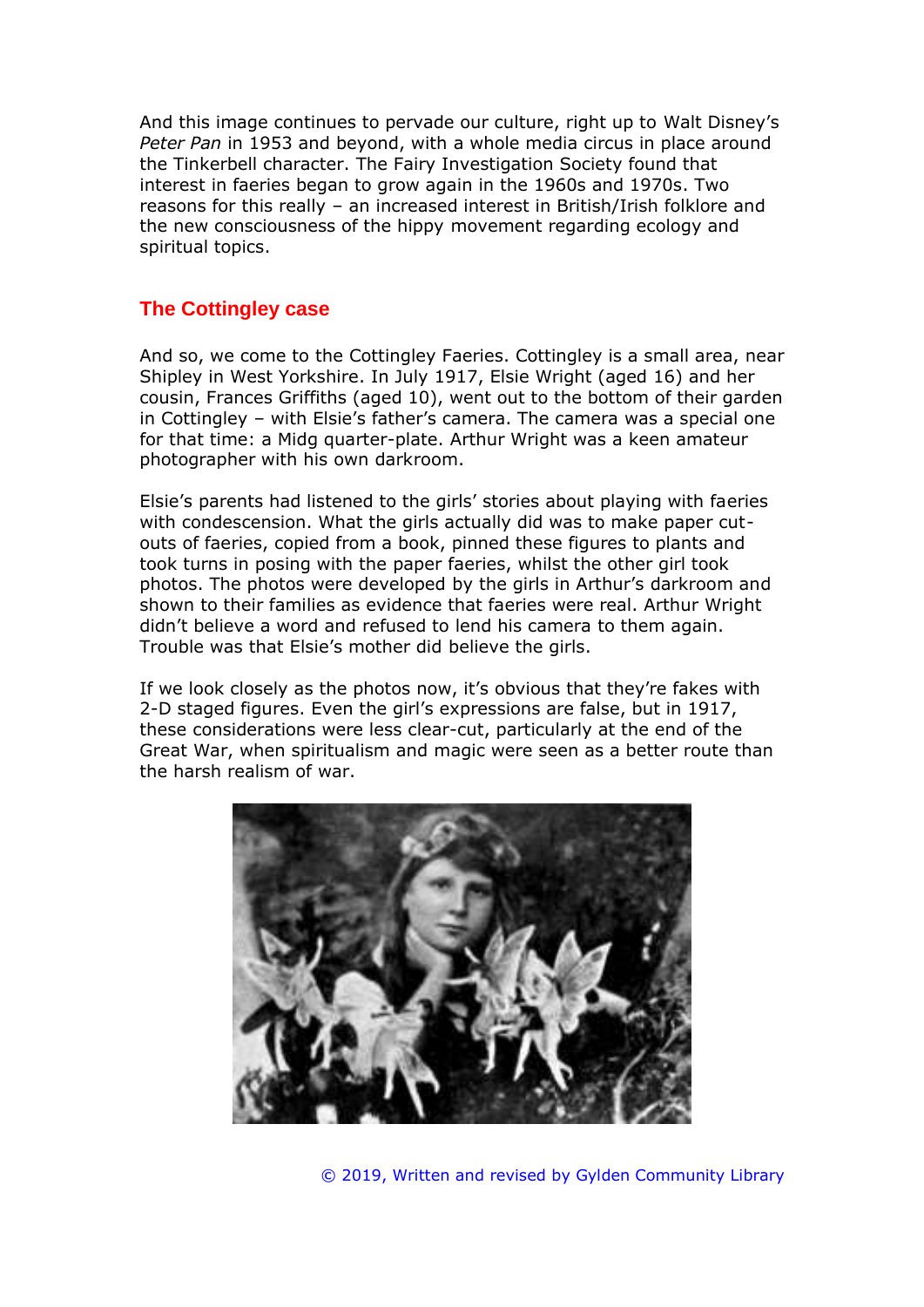And this image continues to pervade our culture, right up to Walt Disney's *Peter Pan* in 1953 and beyond, with a whole media circus in place around the Tinkerbell character. The Fairy Investigation Society found that interest in faeries began to grow again in the 1960s and 1970s. Two reasons for this really – an increased interest in British/Irish folklore and the new consciousness of the hippy movement regarding ecology and spiritual topics.

## The Cottingley case

And so, we come to the Cottingley Faeries. Cottingley is a small area, near Shipley in West Yorkshire. In July 1917, Elsie Wright (aged 16) and her cousin, Frances Griffiths (aged 10), went out to the bottom of their garden in Cottingley – with Elsie's father's camera. The camera was a special one for that time: a Midg quarter-plate. Arthur Wright was a keen amateur photographer with his own darkroom.

Elsie's parents had listened to the girls' stories about playing with faeries with condescension. What the girls actually did was to make paper cut-outs of faeries, copied from a book, pinned these figures to plants and took turns in posing with the paper faeries, whilst the other girl took photos. The photos were developed by the girls in Arthur's darkroom and shown to their families as evidence that faeries were real. Arthur Wright didn't believe a word and refused to lend his camera to them again. Trouble was that Elsie's mother did believe the girls.

If we look closely as the photos now, it's obvious that they're fakes with 2-D staged figures. Even the girl's expressions are false, but in 1917, these considerations were less clear-cut, particularly at the end of the Great War, when spiritualism and magic were seen as a better route than the harsh realism of war.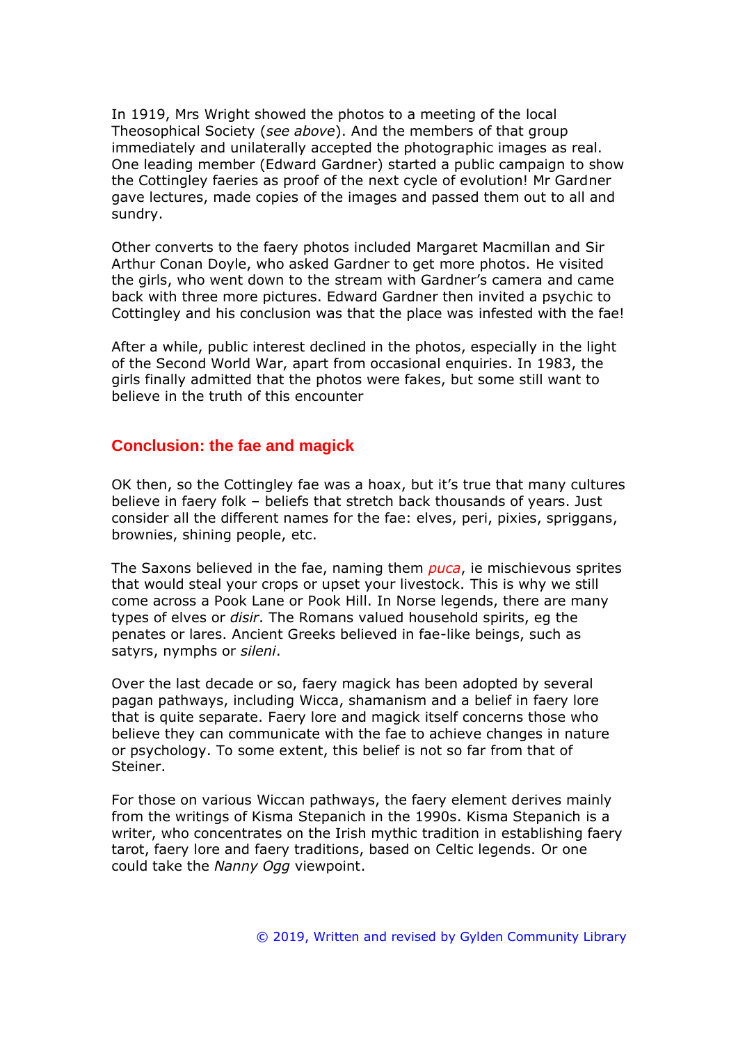In 1919, Mrs Wright showed the photos to a meeting of the local Theosophical Society (*see above*). And the members of that group immediately and unilaterally accepted the photographic images as real. One leading member (Edward Gardner) started a public campaign to show the Cottingley faeries as proof of the next cycle of evolution! Mr Gardner gave lectures, made copies of the images and passed them out to all and sundry.

Other converts to the faery photos included Margaret Macmillan and Sir Arthur Conan Doyle, who asked Gardner to get more photos. He visited the girls, who went down to the stream with Gardner's camera and came back with three more pictures. Edward Gardner then invited a psychic to Cottingley and his conclusion was that the place was infested with the fae!

After a while, public interest declined in the photos, especially in the light of the Second World War, apart from occasional enquiries. In 1983, the girls finally admitted that the photos were fakes, but some still want to believe in the truth of this encounter

## Conclusion: the fae and magick

OK then, so the Cottingley fae was a hoax, but it's true that many cultures believe in faery folk – beliefs that stretch back thousands of years. Just consider all the different names for the fae: elves, peri, pixies, spriggans, brownies, shining people, etc.

The Saxons believed in the fae, naming them *puca*, ie mischievous sprites that would steal your crops or upset your livestock. This is why we still come across a Pook Lane or Pook Hill. In Norse legends, there are many types of elves or *disir*. The Romans valued household spirits, eg the penates or lares. Ancient Greeks believed in fae-like beings, such as satyrs, nymphs or *sileni*.

Over the last decade or so, faery magick has been adopted by several pagan pathways, including Wicca, shamanism and a belief in faery lore that is quite separate. Faery lore and magick itself concerns those who believe they can communicate with the fae to achieve changes in nature or psychology. To some extent, this belief is not so far from that of Steiner.

For those on various Wiccan pathways, the faery element derives mainly from the writings of Kisma Stepanich in the 1990s. Kisma Stepanich is a writer, who concentrates on the Irish mythic tradition in establishing faery tarot, faery lore and faery traditions, based on Celtic legends. Or one could take the *Nanny Ogg* viewpoint.

© 2019, Written and revised by Gylden Community Library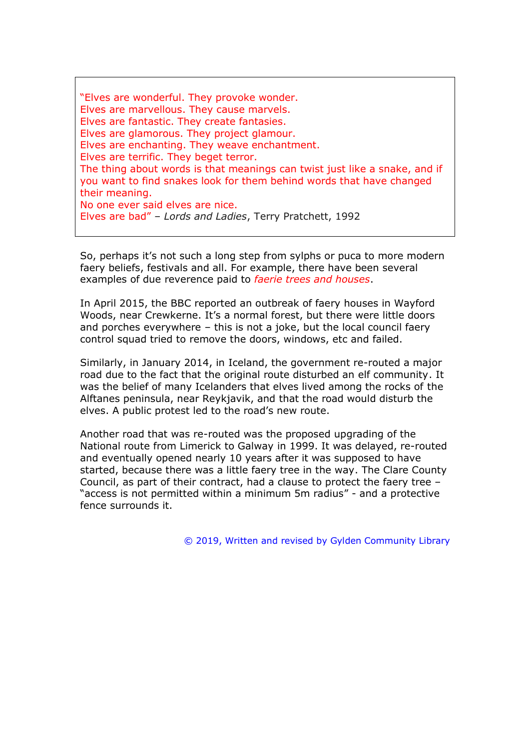> "Elves are wonderful. They provoke wonder.
> Elves are marvellous. They cause marvels.
> Elves are fantastic. They create fantasies.
> Elves are glamorous. They project glamour.
> Elves are enchanting. They weave enchantment.
> Elves are terrific. They beget terror.
> The thing about words is that meanings can twist just like a snake, and if you want to find snakes look for them behind words that have changed their meaning.
> No one ever said elves are nice.
> Elves are bad" – *Lords and Ladies*, Terry Pratchett, 1992

So, perhaps it's not such a long step from sylphs or puca to more modern faery beliefs, festivals and all. For example, there have been several examples of due reverence paid to *faerie trees and houses*.

In April 2015, the BBC reported an outbreak of faery houses in Wayford Woods, near Crewkerne. It's a normal forest, but there were little doors and porches everywhere – this is not a joke, but the local council faery control squad tried to remove the doors, windows, etc and failed.

Similarly, in January 2014, in Iceland, the government re-routed a major road due to the fact that the original route disturbed an elf community. It was the belief of many Icelanders that elves lived among the rocks of the Alftanes peninsula, near Reykjavik, and that the road would disturb the elves. A public protest led to the road's new route.

Another road that was re-routed was the proposed upgrading of the National route from Limerick to Galway in 1999. It was delayed, re-routed and eventually opened nearly 10 years after it was supposed to have started, because there was a little faery tree in the way. The Clare County Council, as part of their contract, had a clause to protect the faery tree – "access is not permitted within a minimum 5m radius" - and a protective fence surrounds it.

© 2019, Written and revised by Gylden Community Library